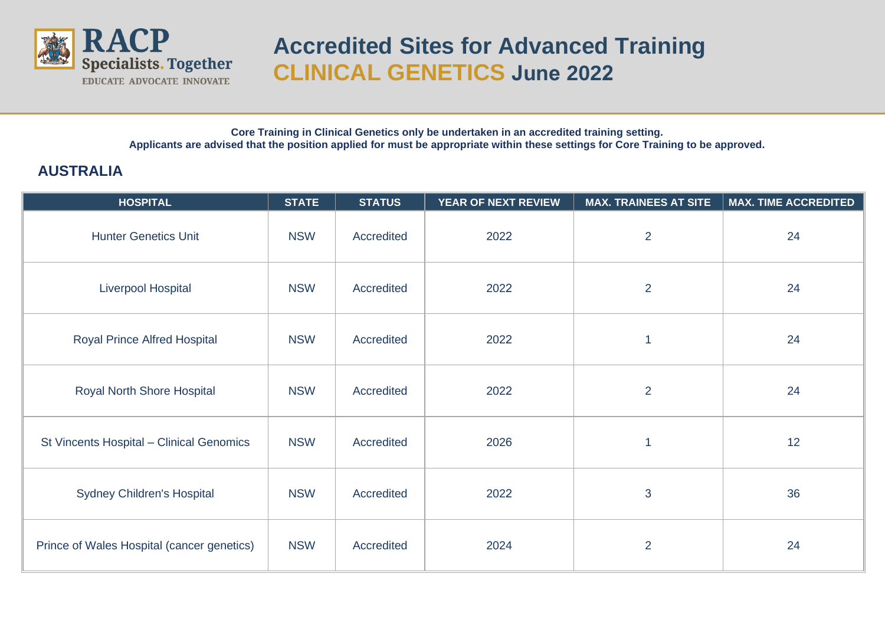# Accredited Sites for Advanced Training CLINICAL GENETICS June 2022

**Core Training in Clinical Genetics only be undertaken in an accredited training setting.**
**Applicants are advised that the position applied for must be appropriate within these settings for Core Training to be approved.**

## AUSTRALIA

| HOSPITAL | STATE | STATUS | YEAR OF NEXT REVIEW | MAX. TRAINEES AT SITE | MAX. TIME ACCREDITED |
|---|---|---|---|---|---|
| Hunter Genetics Unit | NSW | Accredited | 2022 | 2 | 24 |
| Liverpool Hospital | NSW | Accredited | 2022 | 2 | 24 |
| Royal Prince Alfred Hospital | NSW | Accredited | 2022 | 1 | 24 |
| Royal North Shore Hospital | NSW | Accredited | 2022 | 2 | 24 |
| St Vincents Hospital – Clinical Genomics | NSW | Accredited | 2026 | 1 | 12 |
| Sydney Children's Hospital | NSW | Accredited | 2022 | 3 | 36 |
| Prince of Wales Hospital (cancer genetics) | NSW | Accredited | 2024 | 2 | 24 |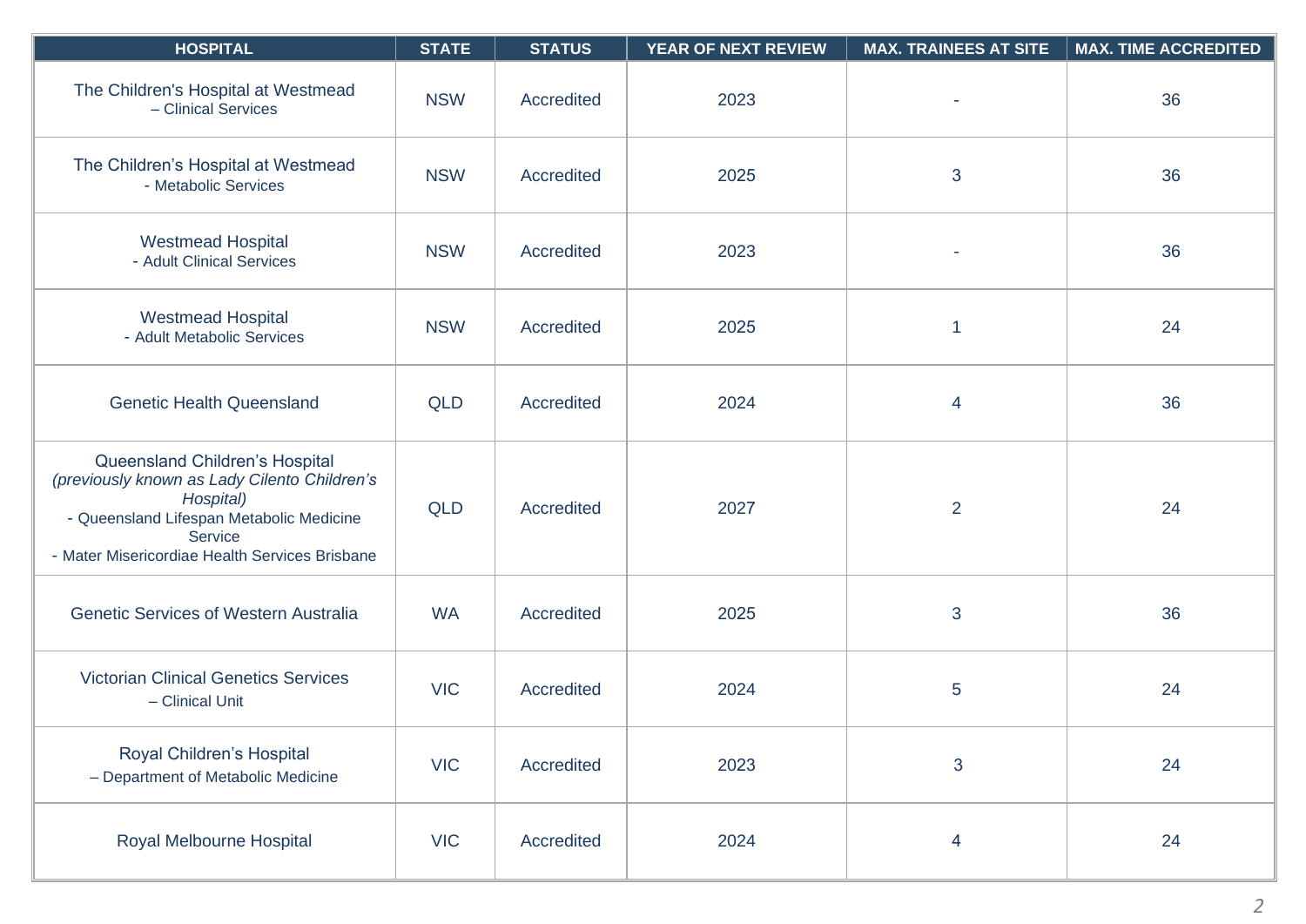| HOSPITAL | STATE | STATUS | YEAR OF NEXT REVIEW | MAX. TRAINEES AT SITE | MAX. TIME ACCREDITED |
|---|---|---|---|---|---|
| The Children's Hospital at Westmead – Clinical Services | NSW | Accredited | 2023 | - | 36 |
| The Children's Hospital at Westmead - Metabolic Services | NSW | Accredited | 2025 | 3 | 36 |
| Westmead Hospital - Adult Clinical Services | NSW | Accredited | 2023 | - | 36 |
| Westmead Hospital - Adult Metabolic Services | NSW | Accredited | 2025 | 1 | 24 |
| Genetic Health Queensland | QLD | Accredited | 2024 | 4 | 36 |
| Queensland Children's Hospital *(previously known as Lady Cilento Children's Hospital)* - Queensland Lifespan Metabolic Medicine Service - Mater Misericordiae Health Services Brisbane | QLD | Accredited | 2027 | 2 | 24 |
| Genetic Services of Western Australia | WA | Accredited | 2025 | 3 | 36 |
| Victorian Clinical Genetics Services – Clinical Unit | VIC | Accredited | 2024 | 5 | 24 |
| Royal Children's Hospital – Department of Metabolic Medicine | VIC | Accredited | 2023 | 3 | 24 |
| Royal Melbourne Hospital | VIC | Accredited | 2024 | 4 | 24 |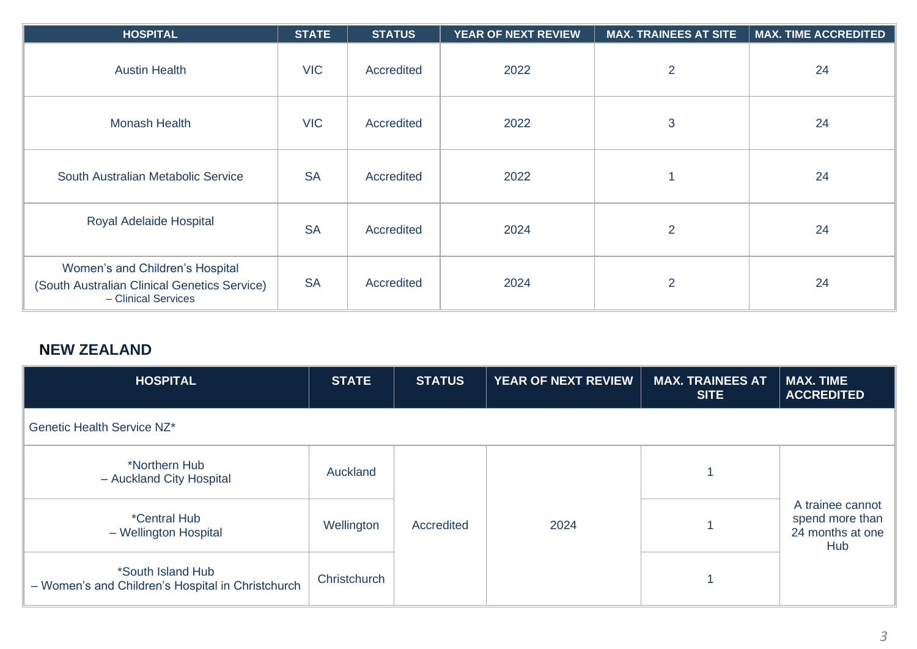| HOSPITAL | STATE | STATUS | YEAR OF NEXT REVIEW | MAX. TRAINEES AT SITE | MAX. TIME ACCREDITED |
|---|---|---|---|---|---|
| Austin Health | VIC | Accredited | 2022 | 2 | 24 |
| Monash Health | VIC | Accredited | 2022 | 3 | 24 |
| South Australian Metabolic Service | SA | Accredited | 2022 | 1 | 24 |
| Royal Adelaide Hospital | SA | Accredited | 2024 | 2 | 24 |
| Women's and Children's Hospital (South Australian Clinical Genetics Service) – Clinical Services | SA | Accredited | 2024 | 2 | 24 |

## NEW ZEALAND

| HOSPITAL | STATE | STATUS | YEAR OF NEXT REVIEW | MAX. TRAINEES AT SITE | MAX. TIME ACCREDITED |
|---|---|---|---|---|---|
| Genetic Health Service NZ* | | | | | |
| *Northern Hub – Auckland City Hospital | Auckland | Accredited | 2024 | 1 | A trainee cannot spend more than 24 months at one Hub |
| *Central Hub – Wellington Hospital | Wellington | | | 1 | |
| *South Island Hub – Women's and Children's Hospital in Christchurch | Christchurch | | | 1 | |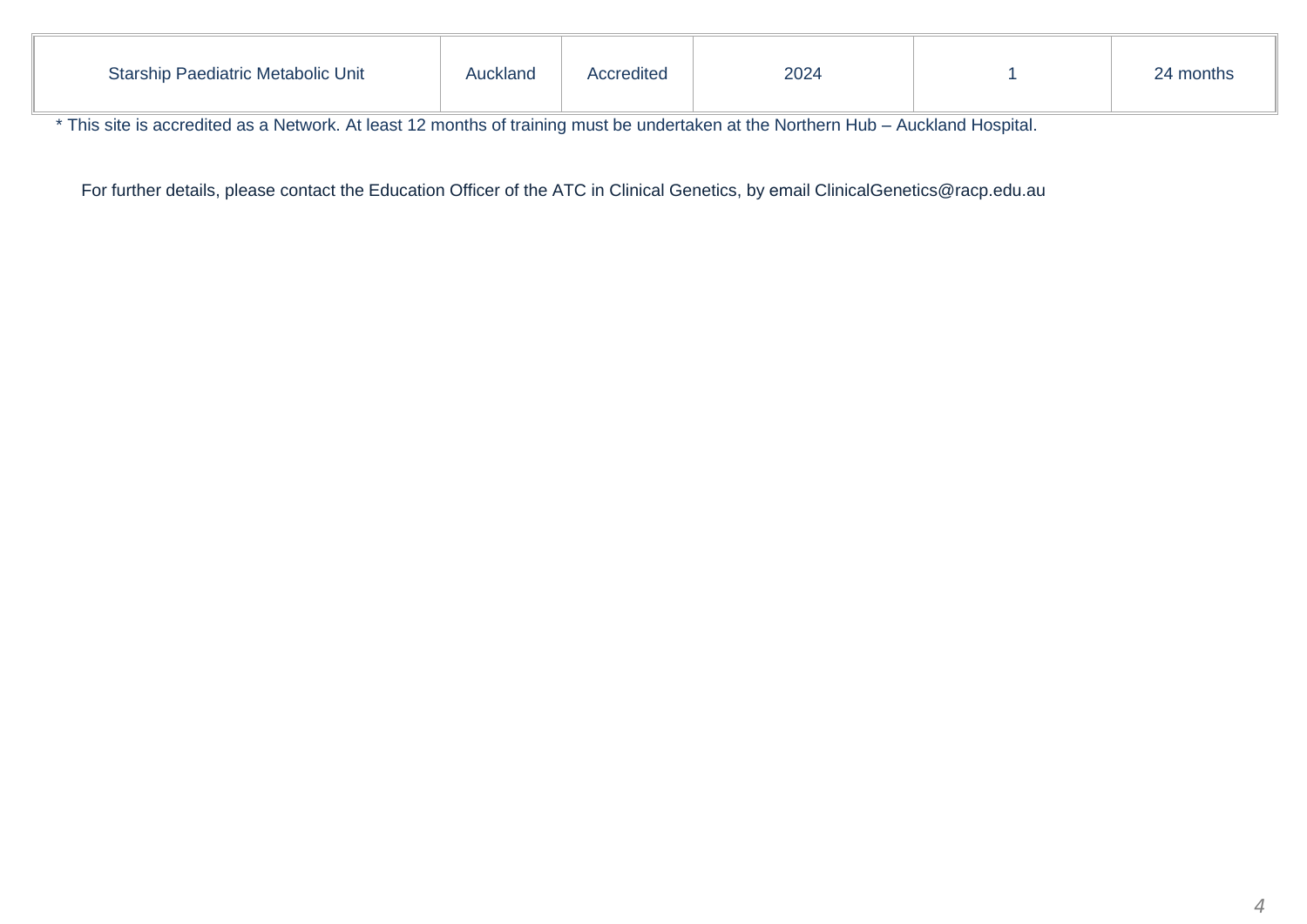| | | | | | |
|---|---|---|---|---|---|
| Starship Paediatric Metabolic Unit | Auckland | Accredited | 2024 | 1 | 24 months |

* This site is accredited as a Network. At least 12 months of training must be undertaken at the Northern Hub – Auckland Hospital.

For further details, please contact the Education Officer of the ATC in Clinical Genetics, by email ClinicalGenetics@racp.edu.au